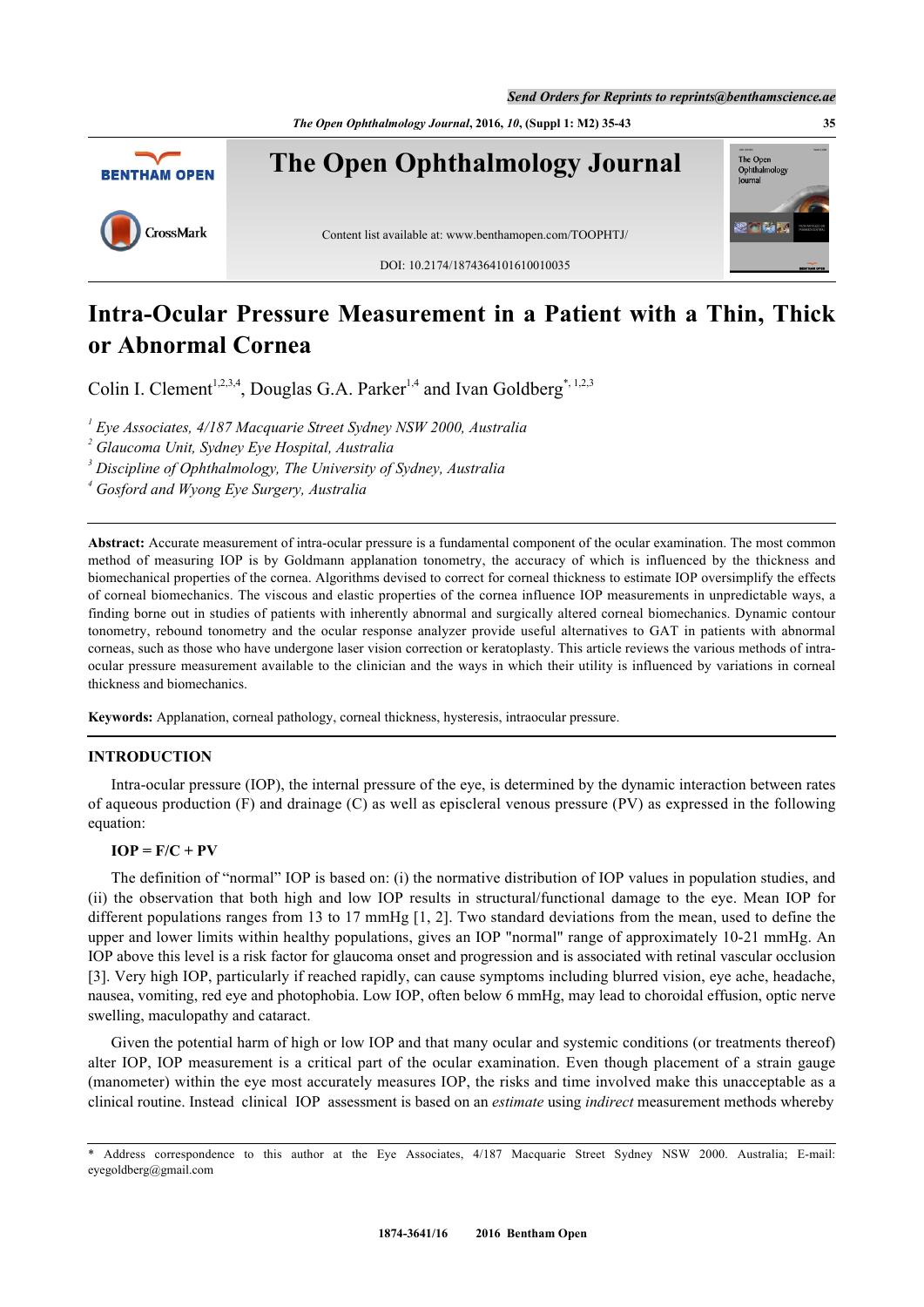# Intra-Ocular Pressure Measurement in a Patient with a Thin, Thick or Abnormal Cornea

Colin I. Clement[1,2,3,4], Douglas G.A. Parker[1,4] and Ivan Goldberg[*,1,2,3]

[1] Eye Associates, 4/187 Macquarie Street Sydney NSW 2000, Australia
[2] Glaucoma Unit, Sydney Eye Hospital, Australia
[3] Discipline of Ophthalmology, The University of Sydney, Australia
[4] Gosford and Wyong Eye Surgery, Australia

**Abstract:** Accurate measurement of intra-ocular pressure is a fundamental component of the ocular examination. The most common method of measuring IOP is by Goldmann applanation tonometry, the accuracy of which is influenced by the thickness and biomechanical properties of the cornea. Algorithms devised to correct for corneal thickness to estimate IOP oversimplify the effects of corneal biomechanics. The viscous and elastic properties of the cornea influence IOP measurements in unpredictable ways, a finding borne out in studies of patients with inherently abnormal and surgically altered corneal biomechanics. Dynamic contour tonometry, rebound tonometry and the ocular response analyzer provide useful alternatives to GAT in patients with abnormal corneas, such as those who have undergone laser vision correction or keratoplasty. This article reviews the various methods of intra-ocular pressure measurement available to the clinician and the ways in which their utility is influenced by variations in corneal thickness and biomechanics.

**Keywords:** Applanation, corneal pathology, corneal thickness, hysteresis, intraocular pressure.

## INTRODUCTION

Intra-ocular pressure (IOP), the internal pressure of the eye, is determined by the dynamic interaction between rates of aqueous production (F) and drainage (C) as well as episcleral venous pressure (PV) as expressed in the following equation:

$$\mathbf{IOP = F/C + PV}$$

The definition of "normal" IOP is based on: (i) the normative distribution of IOP values in population studies, and (ii) the observation that both high and low IOP results in structural/functional damage to the eye. Mean IOP for different populations ranges from 13 to 17 mmHg [1, 2]. Two standard deviations from the mean, used to define the upper and lower limits within healthy populations, gives an IOP "normal" range of approximately 10-21 mmHg. An IOP above this level is a risk factor for glaucoma onset and progression and is associated with retinal vascular occlusion [3]. Very high IOP, particularly if reached rapidly, can cause symptoms including blurred vision, eye ache, headache, nausea, vomiting, red eye and photophobia. Low IOP, often below 6 mmHg, may lead to choroidal effusion, optic nerve swelling, maculopathy and cataract.

Given the potential harm of high or low IOP and that many ocular and systemic conditions (or treatments thereof) alter IOP, IOP measurement is a critical part of the ocular examination. Even though placement of a strain gauge (manometer) within the eye most accurately measures IOP, the risks and time involved make this unacceptable as a clinical routine. Instead clinical IOP assessment is based on an *estimate* using *indirect* measurement methods whereby

---

\* Address correspondence to this author at the Eye Associates, 4/187 Macquarie Street Sydney NSW 2000. Australia; E-mail: eyegoldberg@gmail.com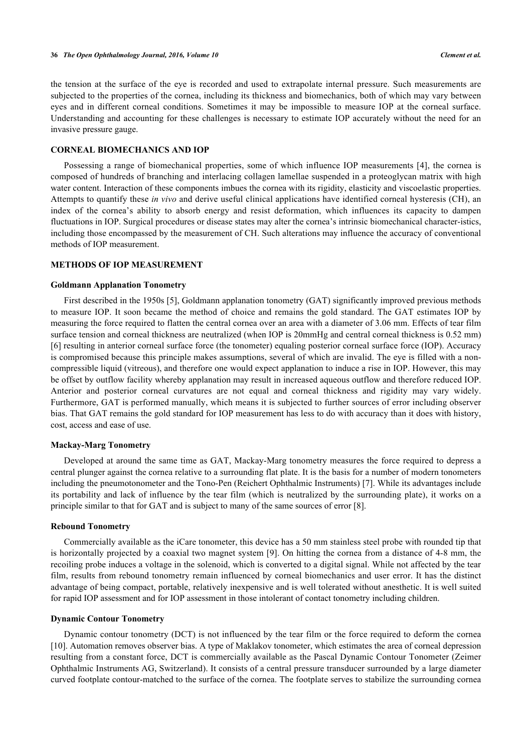the tension at the surface of the eye is recorded and used to extrapolate internal pressure. Such measurements are subjected to the properties of the cornea, including its thickness and biomechanics, both of which may vary between eyes and in different corneal conditions. Sometimes it may be impossible to measure IOP at the corneal surface. Understanding and accounting for these challenges is necessary to estimate IOP accurately without the need for an invasive pressure gauge.

## CORNEAL BIOMECHANICS AND IOP

Possessing a range of biomechanical properties, some of which influence IOP measurements [4], the cornea is composed of hundreds of branching and interlacing collagen lamellae suspended in a proteoglycan matrix with high water content. Interaction of these components imbues the cornea with its rigidity, elasticity and viscoelastic properties. Attempts to quantify these *in vivo* and derive useful clinical applications have identified corneal hysteresis (CH), an index of the cornea's ability to absorb energy and resist deformation, which influences its capacity to dampen fluctuations in IOP. Surgical procedures or disease states may alter the cornea's intrinsic biomechanical character-istics, including those encompassed by the measurement of CH. Such alterations may influence the accuracy of conventional methods of IOP measurement.

## METHODS OF IOP MEASUREMENT

### Goldmann Applanation Tonometry

First described in the 1950s [5], Goldmann applanation tonometry (GAT) significantly improved previous methods to measure IOP. It soon became the method of choice and remains the gold standard. The GAT estimates IOP by measuring the force required to flatten the central cornea over an area with a diameter of 3.06 mm. Effects of tear film surface tension and corneal thickness are neutralized (when IOP is 20mmHg and central corneal thickness is 0.52 mm) [6] resulting in anterior corneal surface force (the tonometer) equaling posterior corneal surface force (IOP). Accuracy is compromised because this principle makes assumptions, several of which are invalid. The eye is filled with a non-compressible liquid (vitreous), and therefore one would expect applanation to induce a rise in IOP. However, this may be offset by outflow facility whereby applanation may result in increased aqueous outflow and therefore reduced IOP. Anterior and posterior corneal curvatures are not equal and corneal thickness and rigidity may vary widely. Furthermore, GAT is performed manually, which means it is subjected to further sources of error including observer bias. That GAT remains the gold standard for IOP measurement has less to do with accuracy than it does with history, cost, access and ease of use.

### Mackay-Marg Tonometry

Developed at around the same time as GAT, Mackay-Marg tonometry measures the force required to depress a central plunger against the cornea relative to a surrounding flat plate. It is the basis for a number of modern tonometers including the pneumotonometer and the Tono-Pen (Reichert Ophthalmic Instruments) [7]. While its advantages include its portability and lack of influence by the tear film (which is neutralized by the surrounding plate), it works on a principle similar to that for GAT and is subject to many of the same sources of error [8].

### Rebound Tonometry

Commercially available as the iCare tonometer, this device has a 50 mm stainless steel probe with rounded tip that is horizontally projected by a coaxial two magnet system [9]. On hitting the cornea from a distance of 4-8 mm, the recoiling probe induces a voltage in the solenoid, which is converted to a digital signal. While not affected by the tear film, results from rebound tonometry remain influenced by corneal biomechanics and user error. It has the distinct advantage of being compact, portable, relatively inexpensive and is well tolerated without anesthetic. It is well suited for rapid IOP assessment and for IOP assessment in those intolerant of contact tonometry including children.

### Dynamic Contour Tonometry

Dynamic contour tonometry (DCT) is not influenced by the tear film or the force required to deform the cornea [10]. Automation removes observer bias. A type of Maklakov tonometer, which estimates the area of corneal depression resulting from a constant force, DCT is commercially available as the Pascal Dynamic Contour Tonometer (Zeimer Ophthalmic Instruments AG, Switzerland). It consists of a central pressure transducer surrounded by a large diameter curved footplate contour-matched to the surface of the cornea. The footplate serves to stabilize the surrounding cornea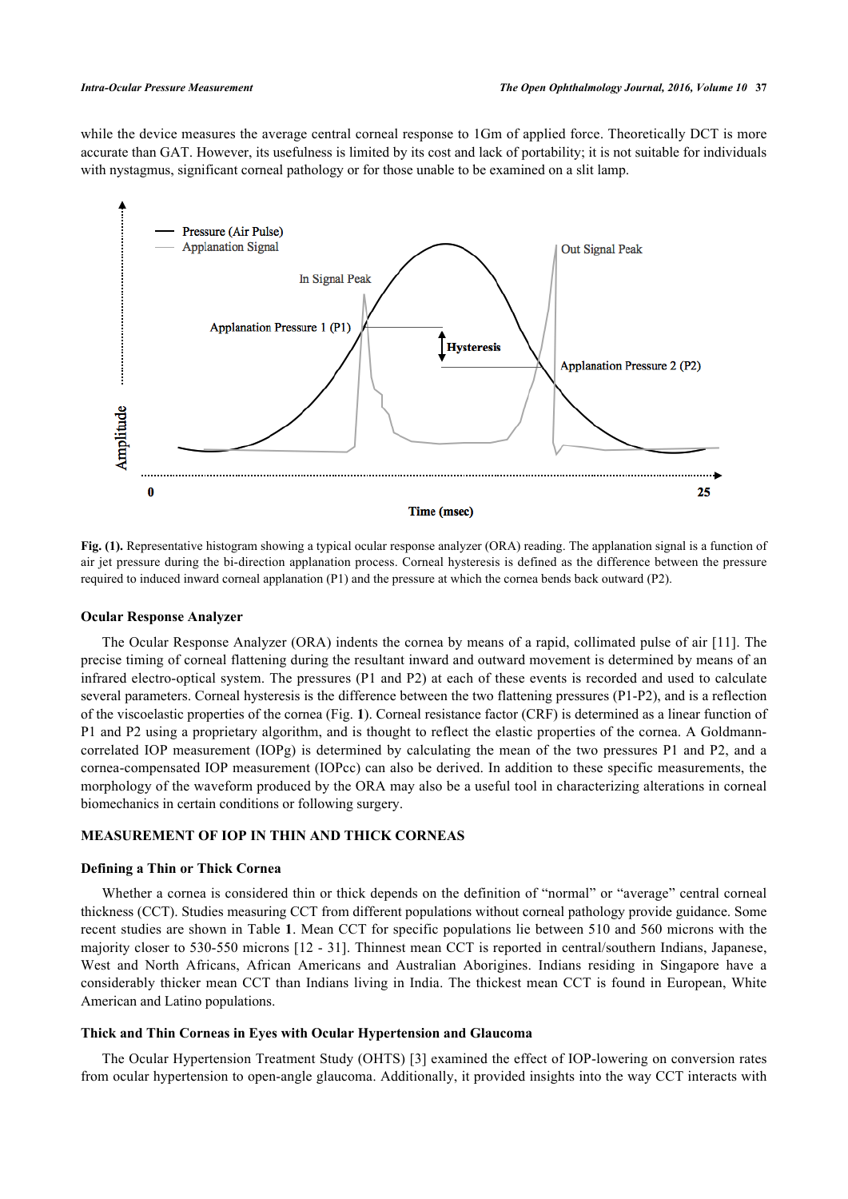while the device measures the average central corneal response to 1Gm of applied force. Theoretically DCT is more accurate than GAT. However, its usefulness is limited by its cost and lack of portability; it is not suitable for individuals with nystagmus, significant corneal pathology or for those unable to be examined on a slit lamp.

**Fig. (1).** Representative histogram showing a typical ocular response analyzer (ORA) reading. The applanation signal is a function of air jet pressure during the bi-direction applanation process. Corneal hysteresis is defined as the difference between the pressure required to induced inward corneal applanation (P1) and the pressure at which the cornea bends back outward (P2).

### Ocular Response Analyzer

The Ocular Response Analyzer (ORA) indents the cornea by means of a rapid, collimated pulse of air [11]. The precise timing of corneal flattening during the resultant inward and outward movement is determined by means of an infrared electro-optical system. The pressures (P1 and P2) at each of these events is recorded and used to calculate several parameters. Corneal hysteresis is the difference between the two flattening pressures (P1-P2), and is a reflection of the viscoelastic properties of the cornea (Fig. **1**). Corneal resistance factor (CRF) is determined as a linear function of P1 and P2 using a proprietary algorithm, and is thought to reflect the elastic properties of the cornea. A Goldmann-correlated IOP measurement (IOPg) is determined by calculating the mean of the two pressures P1 and P2, and a cornea-compensated IOP measurement (IOPcc) can also be derived. In addition to these specific measurements, the morphology of the waveform produced by the ORA may also be a useful tool in characterizing alterations in corneal biomechanics in certain conditions or following surgery.

## MEASUREMENT OF IOP IN THIN AND THICK CORNEAS

### Defining a Thin or Thick Cornea

Whether a cornea is considered thin or thick depends on the definition of "normal" or "average" central corneal thickness (CCT). Studies measuring CCT from different populations without corneal pathology provide guidance. Some recent studies are shown in Table **1**. Mean CCT for specific populations lie between 510 and 560 microns with the majority closer to 530-550 microns [12 - 31]. Thinnest mean CCT is reported in central/southern Indians, Japanese, West and North Africans, African Americans and Australian Aborigines. Indians residing in Singapore have a considerably thicker mean CCT than Indians living in India. The thickest mean CCT is found in European, White American and Latino populations.

### Thick and Thin Corneas in Eyes with Ocular Hypertension and Glaucoma

The Ocular Hypertension Treatment Study (OHTS) [3] examined the effect of IOP-lowering on conversion rates from ocular hypertension to open-angle glaucoma. Additionally, it provided insights into the way CCT interacts with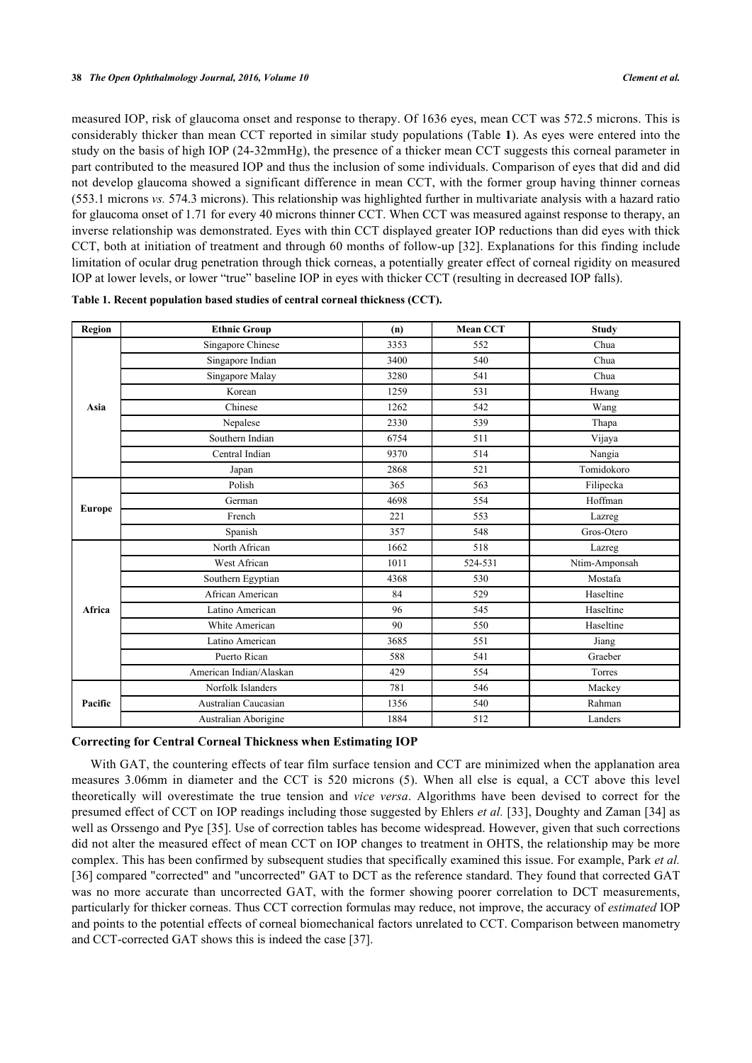measured IOP, risk of glaucoma onset and response to therapy. Of 1636 eyes, mean CCT was 572.5 microns. This is considerably thicker than mean CCT reported in similar study populations (Table **1**). As eyes were entered into the study on the basis of high IOP (24-32mmHg), the presence of a thicker mean CCT suggests this corneal parameter in part contributed to the measured IOP and thus the inclusion of some individuals. Comparison of eyes that did and did not develop glaucoma showed a significant difference in mean CCT, with the former group having thinner corneas (553.1 microns *vs.* 574.3 microns). This relationship was highlighted further in multivariate analysis with a hazard ratio for glaucoma onset of 1.71 for every 40 microns thinner CCT. When CCT was measured against response to therapy, an inverse relationship was demonstrated. Eyes with thin CCT displayed greater IOP reductions than did eyes with thick CCT, both at initiation of treatment and through 60 months of follow-up [32]. Explanations for this finding include limitation of ocular drug penetration through thick corneas, a potentially greater effect of corneal rigidity on measured IOP at lower levels, or lower "true" baseline IOP in eyes with thicker CCT (resulting in decreased IOP falls).

**Table 1. Recent population based studies of central corneal thickness (CCT).**

| Region | Ethnic Group | (n) | Mean CCT | Study |
|---|---|---|---|---|
| Asia | Singapore Chinese | 3353 | 552 | Chua |
| | Singapore Indian | 3400 | 540 | Chua |
| | Singapore Malay | 3280 | 541 | Chua |
| | Korean | 1259 | 531 | Hwang |
| | Chinese | 1262 | 542 | Wang |
| | Nepalese | 2330 | 539 | Thapa |
| | Southern Indian | 6754 | 511 | Vijaya |
| | Central Indian | 9370 | 514 | Nangia |
| | Japan | 2868 | 521 | Tomidokoro |
| Europe | Polish | 365 | 563 | Filipecka |
| | German | 4698 | 554 | Hoffman |
| | French | 221 | 553 | Lazreg |
| | Spanish | 357 | 548 | Gros-Otero |
| Africa | North African | 1662 | 518 | Lazreg |
| | West African | 1011 | 524-531 | Ntim-Amponsah |
| | Southern Egyptian | 4368 | 530 | Mostafa |
| | African American | 84 | 529 | Haseltine |
| | Latino American | 96 | 545 | Haseltine |
| | White American | 90 | 550 | Haseltine |
| | Latino American | 3685 | 551 | Jiang |
| | Puerto Rican | 588 | 541 | Graeber |
| | American Indian/Alaskan | 429 | 554 | Torres |
| Pacific | Norfolk Islanders | 781 | 546 | Mackey |
| | Australian Caucasian | 1356 | 540 | Rahman |
| | Australian Aborigine | 1884 | 512 | Landers |

### Correcting for Central Corneal Thickness when Estimating IOP

With GAT, the countering effects of tear film surface tension and CCT are minimized when the applanation area measures 3.06mm in diameter and the CCT is 520 microns (5). When all else is equal, a CCT above this level theoretically will overestimate the true tension and *vice versa*. Algorithms have been devised to correct for the presumed effect of CCT on IOP readings including those suggested by Ehlers *et al.* [33], Doughty and Zaman [34] as well as Orssengo and Pye [35]. Use of correction tables has become widespread. However, given that such corrections did not alter the measured effect of mean CCT on IOP changes to treatment in OHTS, the relationship may be more complex. This has been confirmed by subsequent studies that specifically examined this issue. For example, Park *et al.* [36] compared "corrected" and "uncorrected" GAT to DCT as the reference standard. They found that corrected GAT was no more accurate than uncorrected GAT, with the former showing poorer correlation to DCT measurements, particularly for thicker corneas. Thus CCT correction formulas may reduce, not improve, the accuracy of *estimated* IOP and points to the potential effects of corneal biomechanical factors unrelated to CCT. Comparison between manometry and CCT-corrected GAT shows this is indeed the case [37].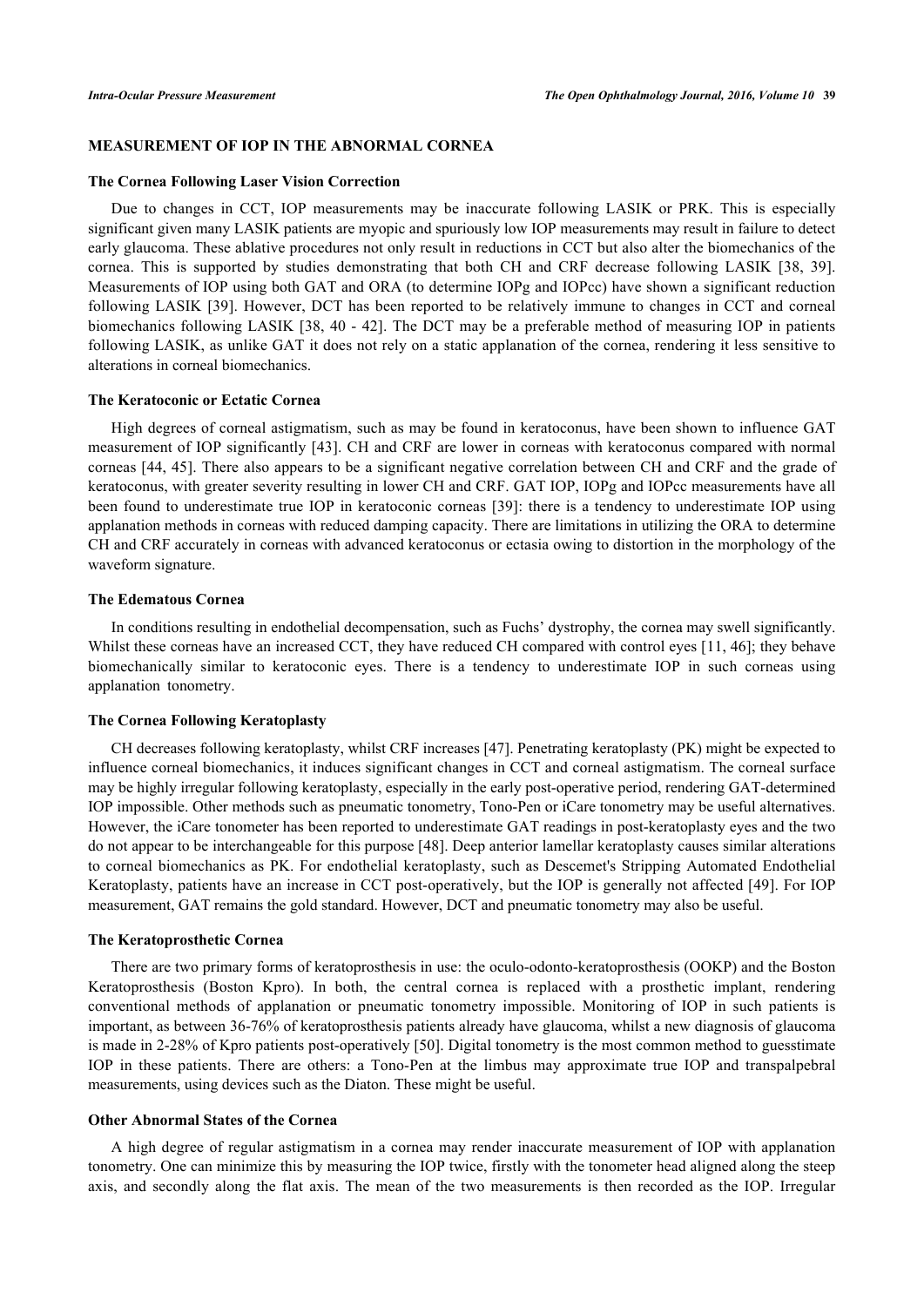## MEASUREMENT OF IOP IN THE ABNORMAL CORNEA

### The Cornea Following Laser Vision Correction

Due to changes in CCT, IOP measurements may be inaccurate following LASIK or PRK. This is especially significant given many LASIK patients are myopic and spuriously low IOP measurements may result in failure to detect early glaucoma. These ablative procedures not only result in reductions in CCT but also alter the biomechanics of the cornea. This is supported by studies demonstrating that both CH and CRF decrease following LASIK [38, 39]. Measurements of IOP using both GAT and ORA (to determine IOPg and IOPcc) have shown a significant reduction following LASIK [39]. However, DCT has been reported to be relatively immune to changes in CCT and corneal biomechanics following LASIK [38, 40 - 42]. The DCT may be a preferable method of measuring IOP in patients following LASIK, as unlike GAT it does not rely on a static applanation of the cornea, rendering it less sensitive to alterations in corneal biomechanics.

### The Keratoconic or Ectatic Cornea

High degrees of corneal astigmatism, such as may be found in keratoconus, have been shown to influence GAT measurement of IOP significantly [43]. CH and CRF are lower in corneas with keratoconus compared with normal corneas [44, 45]. There also appears to be a significant negative correlation between CH and CRF and the grade of keratoconus, with greater severity resulting in lower CH and CRF. GAT IOP, IOPg and IOPcc measurements have all been found to underestimate true IOP in keratoconic corneas [39]: there is a tendency to underestimate IOP using applanation methods in corneas with reduced damping capacity. There are limitations in utilizing the ORA to determine CH and CRF accurately in corneas with advanced keratoconus or ectasia owing to distortion in the morphology of the waveform signature.

### The Edematous Cornea

In conditions resulting in endothelial decompensation, such as Fuchs' dystrophy, the cornea may swell significantly. Whilst these corneas have an increased CCT, they have reduced CH compared with control eyes [11, 46]; they behave biomechanically similar to keratoconic eyes. There is a tendency to underestimate IOP in such corneas using applanation tonometry.

### The Cornea Following Keratoplasty

CH decreases following keratoplasty, whilst CRF increases [47]. Penetrating keratoplasty (PK) might be expected to influence corneal biomechanics, it induces significant changes in CCT and corneal astigmatism. The corneal surface may be highly irregular following keratoplasty, especially in the early post-operative period, rendering GAT-determined IOP impossible. Other methods such as pneumatic tonometry, Tono-Pen or iCare tonometry may be useful alternatives. However, the iCare tonometer has been reported to underestimate GAT readings in post-keratoplasty eyes and the two do not appear to be interchangeable for this purpose [48]. Deep anterior lamellar keratoplasty causes similar alterations to corneal biomechanics as PK. For endothelial keratoplasty, such as Descemet's Stripping Automated Endothelial Keratoplasty, patients have an increase in CCT post-operatively, but the IOP is generally not affected [49]. For IOP measurement, GAT remains the gold standard. However, DCT and pneumatic tonometry may also be useful.

### The Keratoprosthetic Cornea

There are two primary forms of keratoprosthesis in use: the oculo-odonto-keratoprosthesis (OOKP) and the Boston Keratoprosthesis (Boston Kpro). In both, the central cornea is replaced with a prosthetic implant, rendering conventional methods of applanation or pneumatic tonometry impossible. Monitoring of IOP in such patients is important, as between 36-76% of keratoprosthesis patients already have glaucoma, whilst a new diagnosis of glaucoma is made in 2-28% of Kpro patients post-operatively [50]. Digital tonometry is the most common method to guesstimate IOP in these patients. There are others: a Tono-Pen at the limbus may approximate true IOP and transpalpebral measurements, using devices such as the Diaton. These might be useful.

### Other Abnormal States of the Cornea

A high degree of regular astigmatism in a cornea may render inaccurate measurement of IOP with applanation tonometry. One can minimize this by measuring the IOP twice, firstly with the tonometer head aligned along the steep axis, and secondly along the flat axis. The mean of the two measurements is then recorded as the IOP. Irregular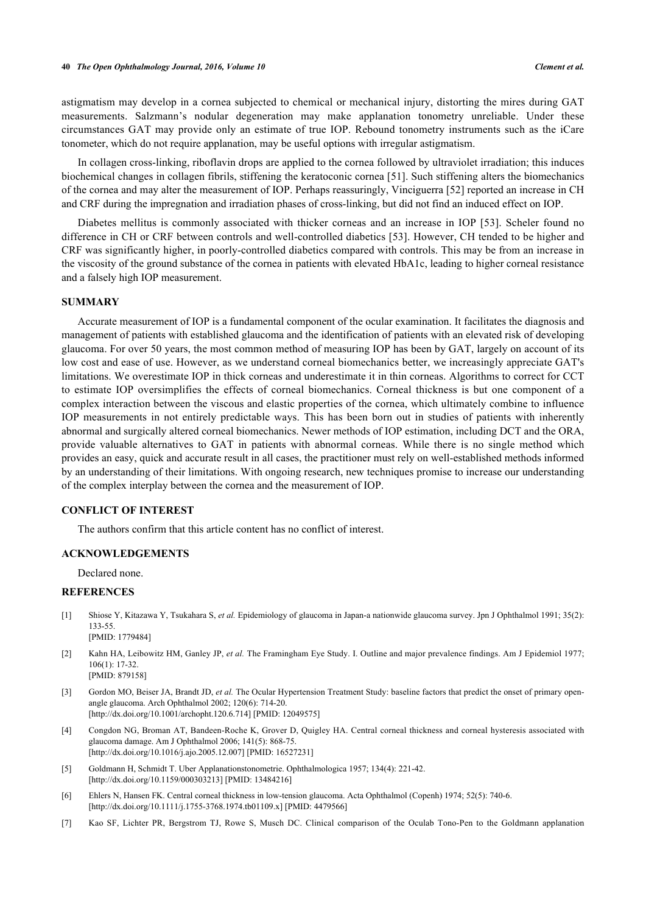astigmatism may develop in a cornea subjected to chemical or mechanical injury, distorting the mires during GAT measurements. Salzmann's nodular degeneration may make applanation tonometry unreliable. Under these circumstances GAT may provide only an estimate of true IOP. Rebound tonometry instruments such as the iCare tonometer, which do not require applanation, may be useful options with irregular astigmatism.

In collagen cross-linking, riboflavin drops are applied to the cornea followed by ultraviolet irradiation; this induces biochemical changes in collagen fibrils, stiffening the keratoconic cornea [51]. Such stiffening alters the biomechanics of the cornea and may alter the measurement of IOP. Perhaps reassuringly, Vinciguerra [52] reported an increase in CH and CRF during the impregnation and irradiation phases of cross-linking, but did not find an induced effect on IOP.

Diabetes mellitus is commonly associated with thicker corneas and an increase in IOP [53]. Scheler found no difference in CH or CRF between controls and well-controlled diabetics [53]. However, CH tended to be higher and CRF was significantly higher, in poorly-controlled diabetics compared with controls. This may be from an increase in the viscosity of the ground substance of the cornea in patients with elevated HbA1c, leading to higher corneal resistance and a falsely high IOP measurement.

## SUMMARY

Accurate measurement of IOP is a fundamental component of the ocular examination. It facilitates the diagnosis and management of patients with established glaucoma and the identification of patients with an elevated risk of developing glaucoma. For over 50 years, the most common method of measuring IOP has been by GAT, largely on account of its low cost and ease of use. However, as we understand corneal biomechanics better, we increasingly appreciate GAT's limitations. We overestimate IOP in thick corneas and underestimate it in thin corneas. Algorithms to correct for CCT to estimate IOP oversimplifies the effects of corneal biomechanics. Corneal thickness is but one component of a complex interaction between the viscous and elastic properties of the cornea, which ultimately combine to influence IOP measurements in not entirely predictable ways. This has been born out in studies of patients with inherently abnormal and surgically altered corneal biomechanics. Newer methods of IOP estimation, including DCT and the ORA, provide valuable alternatives to GAT in patients with abnormal corneas. While there is no single method which provides an easy, quick and accurate result in all cases, the practitioner must rely on well-established methods informed by an understanding of their limitations. With ongoing research, new techniques promise to increase our understanding of the complex interplay between the cornea and the measurement of IOP.

## CONFLICT OF INTEREST

The authors confirm that this article content has no conflict of interest.

## ACKNOWLEDGEMENTS

Declared none.

## REFERENCES

[1] Shiose Y, Kitazawa Y, Tsukahara S, *et al.* Epidemiology of glaucoma in Japan-a nationwide glaucoma survey. Jpn J Ophthalmol 1991; 35(2): 133-55.
[PMID: 1779484]

[2] Kahn HA, Leibowitz HM, Ganley JP, *et al.* The Framingham Eye Study. I. Outline and major prevalence findings. Am J Epidemiol 1977; 106(1): 17-32.
[PMID: 879158]

[3] Gordon MO, Beiser JA, Brandt JD, *et al.* The Ocular Hypertension Treatment Study: baseline factors that predict the onset of primary open-angle glaucoma. Arch Ophthalmol 2002; 120(6): 714-20.
[http://dx.doi.org/10.1001/archopht.120.6.714] [PMID: 12049575]

[4] Congdon NG, Broman AT, Bandeen-Roche K, Grover D, Quigley HA. Central corneal thickness and corneal hysteresis associated with glaucoma damage. Am J Ophthalmol 2006; 141(5): 868-75.
[http://dx.doi.org/10.1016/j.ajo.2005.12.007] [PMID: 16527231]

[5] Goldmann H, Schmidt T. Uber Applanationstonometrie. Ophthalmologica 1957; 134(4): 221-42.
[http://dx.doi.org/10.1159/000303213] [PMID: 13484216]

[6] Ehlers N, Hansen FK. Central corneal thickness in low-tension glaucoma. Acta Ophthalmol (Copenh) 1974; 52(5): 740-6.
[http://dx.doi.org/10.1111/j.1755-3768.1974.tb01109.x] [PMID: 4479566]

[7] Kao SF, Lichter PR, Bergstrom TJ, Rowe S, Musch DC. Clinical comparison of the Oculab Tono-Pen to the Goldmann applanation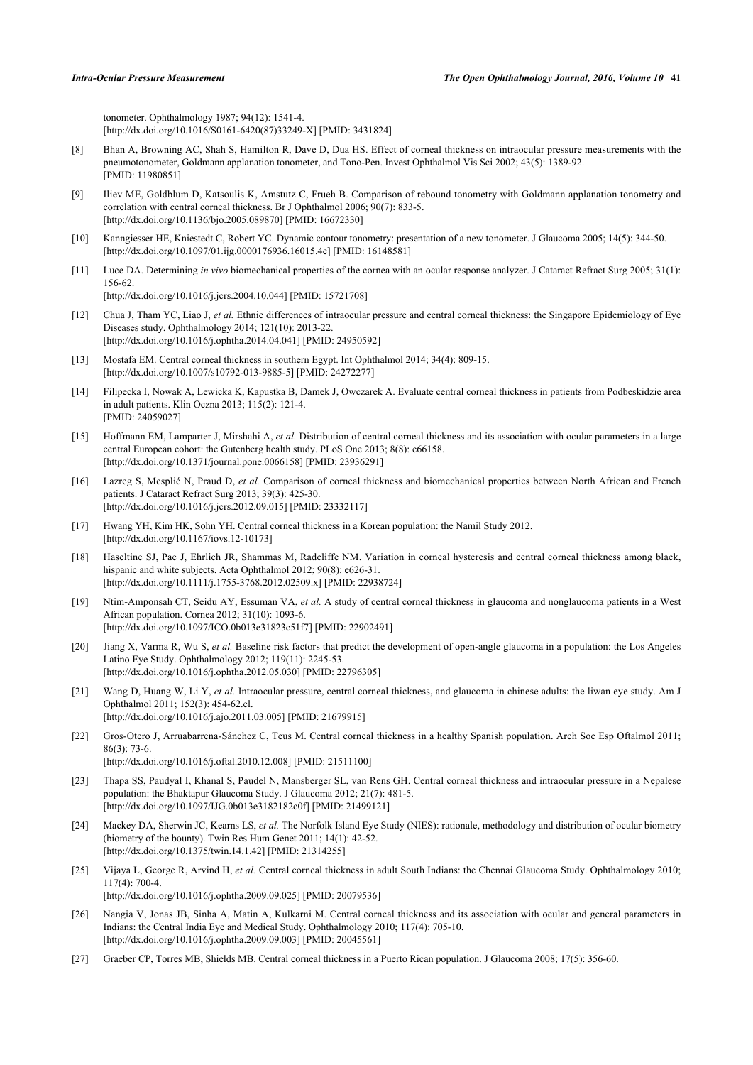tonometer. Ophthalmology 1987; 94(12): 1541-4.
[http://dx.doi.org/10.1016/S0161-6420(87)33249-X] [PMID: 3431824]

[8] Bhan A, Browning AC, Shah S, Hamilton R, Dave D, Dua HS. Effect of corneal thickness on intraocular pressure measurements with the pneumotonometer, Goldmann applanation tonometer, and Tono-Pen. Invest Ophthalmol Vis Sci 2002; 43(5): 1389-92.
[PMID: 11980851]

[9] Iliev ME, Goldblum D, Katsoulis K, Amstutz C, Frueh B. Comparison of rebound tonometry with Goldmann applanation tonometry and correlation with central corneal thickness. Br J Ophthalmol 2006; 90(7): 833-5.
[http://dx.doi.org/10.1136/bjo.2005.089870] [PMID: 16672330]

[10] Kanngiesser HE, Kniestedt C, Robert YC. Dynamic contour tonometry: presentation of a new tonometer. J Glaucoma 2005; 14(5): 344-50.
[http://dx.doi.org/10.1097/01.ijg.0000176936.16015.4e] [PMID: 16148581]

[11] Luce DA. Determining *in vivo* biomechanical properties of the cornea with an ocular response analyzer. J Cataract Refract Surg 2005; 31(1): 156-62.
[http://dx.doi.org/10.1016/j.jcrs.2004.10.044] [PMID: 15721708]

[12] Chua J, Tham YC, Liao J, *et al.* Ethnic differences of intraocular pressure and central corneal thickness: the Singapore Epidemiology of Eye Diseases study. Ophthalmology 2014; 121(10): 2013-22.
[http://dx.doi.org/10.1016/j.ophtha.2014.04.041] [PMID: 24950592]

[13] Mostafa EM. Central corneal thickness in southern Egypt. Int Ophthalmol 2014; 34(4): 809-15.
[http://dx.doi.org/10.1007/s10792-013-9885-5] [PMID: 24272277]

[14] Filipecka I, Nowak A, Lewicka K, Kapustka B, Damek J, Owczarek A. Evaluate central corneal thickness in patients from Podbeskidzie area in adult patients. Klin Oczna 2013; 115(2): 121-4.
[PMID: 24059027]

[15] Hoffmann EM, Lamparter J, Mirshahi A, *et al.* Distribution of central corneal thickness and its association with ocular parameters in a large central European cohort: the Gutenberg health study. PLoS One 2013; 8(8): e66158.
[http://dx.doi.org/10.1371/journal.pone.0066158] [PMID: 23936291]

[16] Lazreg S, Mesplié N, Praud D, *et al.* Comparison of corneal thickness and biomechanical properties between North African and French patients. J Cataract Refract Surg 2013; 39(3): 425-30.
[http://dx.doi.org/10.1016/j.jcrs.2012.09.015] [PMID: 23332117]

[17] Hwang YH, Kim HK, Sohn YH. Central corneal thickness in a Korean population: the Namil Study 2012.
[http://dx.doi.org/10.1167/iovs.12-10173]

[18] Haseltine SJ, Pae J, Ehrlich JR, Shammas M, Radcliffe NM. Variation in corneal hysteresis and central corneal thickness among black, hispanic and white subjects. Acta Ophthalmol 2012; 90(8): e626-31.
[http://dx.doi.org/10.1111/j.1755-3768.2012.02509.x] [PMID: 22938724]

[19] Ntim-Amponsah CT, Seidu AY, Essuman VA, *et al.* A study of central corneal thickness in glaucoma and nonglaucoma patients in a West African population. Cornea 2012; 31(10): 1093-6.
[http://dx.doi.org/10.1097/ICO.0b013e31823c51f7] [PMID: 22902491]

[20] Jiang X, Varma R, Wu S, *et al.* Baseline risk factors that predict the development of open-angle glaucoma in a population: the Los Angeles Latino Eye Study. Ophthalmology 2012; 119(11): 2245-53.
[http://dx.doi.org/10.1016/j.ophtha.2012.05.030] [PMID: 22796305]

[21] Wang D, Huang W, Li Y, *et al.* Intraocular pressure, central corneal thickness, and glaucoma in chinese adults: the liwan eye study. Am J Ophthalmol 2011; 152(3): 454-62.el.
[http://dx.doi.org/10.1016/j.ajo.2011.03.005] [PMID: 21679915]

[22] Gros-Otero J, Arruabarrena-Sánchez C, Teus M. Central corneal thickness in a healthy Spanish population. Arch Soc Esp Oftalmol 2011; 86(3): 73-6.
[http://dx.doi.org/10.1016/j.oftal.2010.12.008] [PMID: 21511100]

[23] Thapa SS, Paudyal I, Khanal S, Paudel N, Mansberger SL, van Rens GH. Central corneal thickness and intraocular pressure in a Nepalese population: the Bhaktapur Glaucoma Study. J Glaucoma 2012; 21(7): 481-5.
[http://dx.doi.org/10.1097/IJG.0b013e3182182c0f] [PMID: 21499121]

[24] Mackey DA, Sherwin JC, Kearns LS, *et al.* The Norfolk Island Eye Study (NIES): rationale, methodology and distribution of ocular biometry (biometry of the bounty). Twin Res Hum Genet 2011; 14(1): 42-52.
[http://dx.doi.org/10.1375/twin.14.1.42] [PMID: 21314255]

[25] Vijaya L, George R, Arvind H, *et al.* Central corneal thickness in adult South Indians: the Chennai Glaucoma Study. Ophthalmology 2010; 117(4): 700-4.
[http://dx.doi.org/10.1016/j.ophtha.2009.09.025] [PMID: 20079536]

[26] Nangia V, Jonas JB, Sinha A, Matin A, Kulkarni M. Central corneal thickness and its association with ocular and general parameters in Indians: the Central India Eye and Medical Study. Ophthalmology 2010; 117(4): 705-10.
[http://dx.doi.org/10.1016/j.ophtha.2009.09.003] [PMID: 20045561]

[27] Graeber CP, Torres MB, Shields MB. Central corneal thickness in a Puerto Rican population. J Glaucoma 2008; 17(5): 356-60.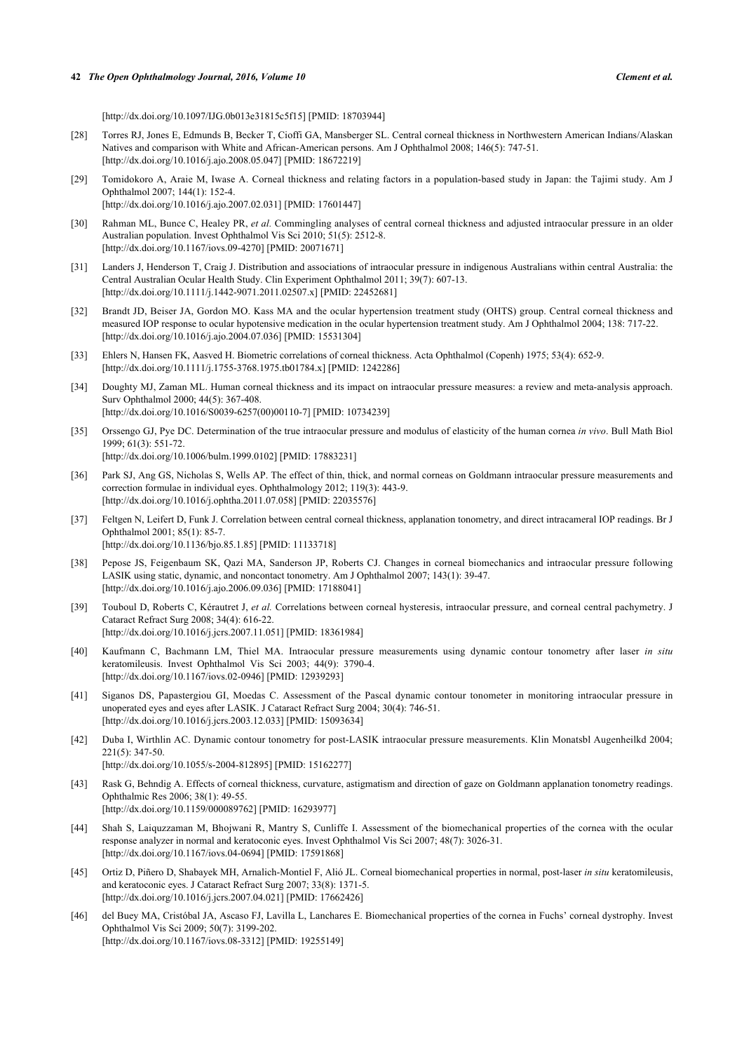[http://dx.doi.org/10.1097/IJG.0b013e31815c5f15] [PMID: 18703944]

[28] Torres RJ, Jones E, Edmunds B, Becker T, Cioffi GA, Mansberger SL. Central corneal thickness in Northwestern American Indians/Alaskan Natives and comparison with White and African-American persons. Am J Ophthalmol 2008; 146(5): 747-51. [http://dx.doi.org/10.1016/j.ajo.2008.05.047] [PMID: 18672219]

[29] Tomidokoro A, Araie M, Iwase A. Corneal thickness and relating factors in a population-based study in Japan: the Tajimi study. Am J Ophthalmol 2007; 144(1): 152-4. [http://dx.doi.org/10.1016/j.ajo.2007.02.031] [PMID: 17601447]

[30] Rahman ML, Bunce C, Healey PR, *et al.* Commingling analyses of central corneal thickness and adjusted intraocular pressure in an older Australian population. Invest Ophthalmol Vis Sci 2010; 51(5): 2512-8. [http://dx.doi.org/10.1167/iovs.09-4270] [PMID: 20071671]

[31] Landers J, Henderson T, Craig J. Distribution and associations of intraocular pressure in indigenous Australians within central Australia: the Central Australian Ocular Health Study. Clin Experiment Ophthalmol 2011; 39(7): 607-13. [http://dx.doi.org/10.1111/j.1442-9071.2011.02507.x] [PMID: 22452681]

[32] Brandt JD, Beiser JA, Gordon MO. Kass MA and the ocular hypertension treatment study (OHTS) group. Central corneal thickness and measured IOP response to ocular hypotensive medication in the ocular hypertension treatment study. Am J Ophthalmol 2004; 138: 717-22. [http://dx.doi.org/10.1016/j.ajo.2004.07.036] [PMID: 15531304]

[33] Ehlers N, Hansen FK, Aasved H. Biometric correlations of corneal thickness. Acta Ophthalmol (Copenh) 1975; 53(4): 652-9. [http://dx.doi.org/10.1111/j.1755-3768.1975.tb01784.x] [PMID: 1242286]

[34] Doughty MJ, Zaman ML. Human corneal thickness and its impact on intraocular pressure measures: a review and meta-analysis approach. Surv Ophthalmol 2000; 44(5): 367-408. [http://dx.doi.org/10.1016/S0039-6257(00)00110-7] [PMID: 10734239]

[35] Orssengo GJ, Pye DC. Determination of the true intraocular pressure and modulus of elasticity of the human cornea *in vivo*. Bull Math Biol 1999; 61(3): 551-72. [http://dx.doi.org/10.1006/bulm.1999.0102] [PMID: 17883231]

[36] Park SJ, Ang GS, Nicholas S, Wells AP. The effect of thin, thick, and normal corneas on Goldmann intraocular pressure measurements and correction formulae in individual eyes. Ophthalmology 2012; 119(3): 443-9. [http://dx.doi.org/10.1016/j.ophtha.2011.07.058] [PMID: 22035576]

[37] Feltgen N, Leifert D, Funk J. Correlation between central corneal thickness, applanation tonometry, and direct intracameral IOP readings. Br J Ophthalmol 2001; 85(1): 85-7. [http://dx.doi.org/10.1136/bjo.85.1.85] [PMID: 11133718]

[38] Pepose JS, Feigenbaum SK, Qazi MA, Sanderson JP, Roberts CJ. Changes in corneal biomechanics and intraocular pressure following LASIK using static, dynamic, and noncontact tonometry. Am J Ophthalmol 2007; 143(1): 39-47. [http://dx.doi.org/10.1016/j.ajo.2006.09.036] [PMID: 17188041]

[39] Touboul D, Roberts C, Kérautret J, *et al.* Correlations between corneal hysteresis, intraocular pressure, and corneal central pachymetry. J Cataract Refract Surg 2008; 34(4): 616-22. [http://dx.doi.org/10.1016/j.jcrs.2007.11.051] [PMID: 18361984]

[40] Kaufmann C, Bachmann LM, Thiel MA. Intraocular pressure measurements using dynamic contour tonometry after laser *in situ* keratomileusis. Invest Ophthalmol Vis Sci 2003; 44(9): 3790-4. [http://dx.doi.org/10.1167/iovs.02-0946] [PMID: 12939293]

[41] Siganos DS, Papastergiou GI, Moedas C. Assessment of the Pascal dynamic contour tonometer in monitoring intraocular pressure in unoperated eyes and eyes after LASIK. J Cataract Refract Surg 2004; 30(4): 746-51. [http://dx.doi.org/10.1016/j.jcrs.2003.12.033] [PMID: 15093634]

[42] Duba I, Wirthlin AC. Dynamic contour tonometry for post-LASIK intraocular pressure measurements. Klin Monatsbl Augenheilkd 2004; 221(5): 347-50. [http://dx.doi.org/10.1055/s-2004-812895] [PMID: 15162277]

[43] Rask G, Behndig A. Effects of corneal thickness, curvature, astigmatism and direction of gaze on Goldmann applanation tonometry readings. Ophthalmic Res 2006; 38(1): 49-55. [http://dx.doi.org/10.1159/000089762] [PMID: 16293977]

[44] Shah S, Laiquzzaman M, Bhojwani R, Mantry S, Cunliffe I. Assessment of the biomechanical properties of the cornea with the ocular response analyzer in normal and keratoconic eyes. Invest Ophthalmol Vis Sci 2007; 48(7): 3026-31. [http://dx.doi.org/10.1167/iovs.04-0694] [PMID: 17591868]

[45] Ortiz D, Piñero D, Shabayek MH, Arnalich-Montiel F, Alió JL. Corneal biomechanical properties in normal, post-laser *in situ* keratomileusis, and keratoconic eyes. J Cataract Refract Surg 2007; 33(8): 1371-5. [http://dx.doi.org/10.1016/j.jcrs.2007.04.021] [PMID: 17662426]

[46] del Buey MA, Cristóbal JA, Ascaso FJ, Lavilla L, Lanchares E. Biomechanical properties of the cornea in Fuchs' corneal dystrophy. Invest Ophthalmol Vis Sci 2009; 50(7): 3199-202. [http://dx.doi.org/10.1167/iovs.08-3312] [PMID: 19255149]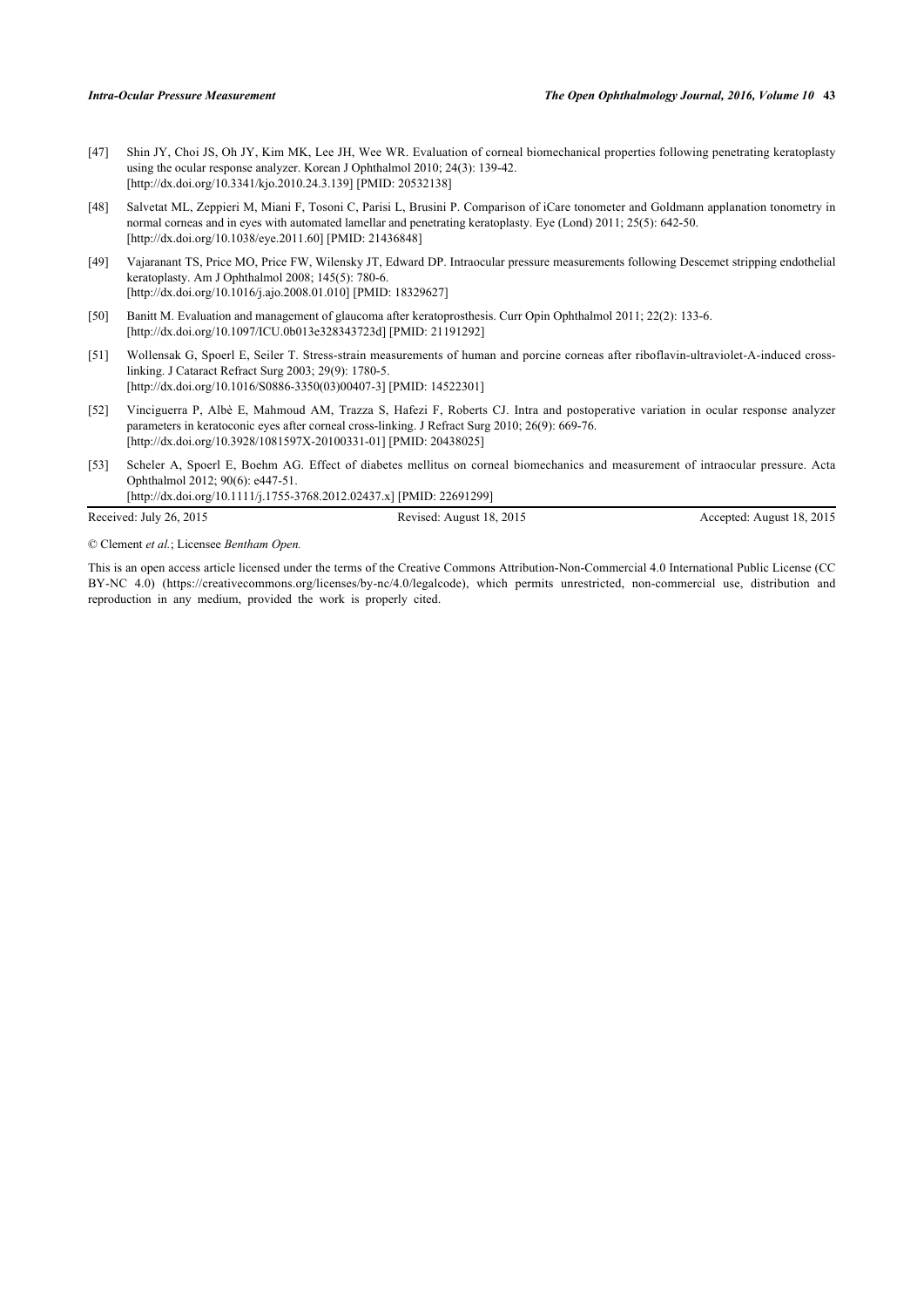[47] Shin JY, Choi JS, Oh JY, Kim MK, Lee JH, Wee WR. Evaluation of corneal biomechanical properties following penetrating keratoplasty using the ocular response analyzer. Korean J Ophthalmol 2010; 24(3): 139-42. [http://dx.doi.org/10.3341/kjo.2010.24.3.139] [PMID: 20532138]

[48] Salvetat ML, Zeppieri M, Miani F, Tosoni C, Parisi L, Brusini P. Comparison of iCare tonometer and Goldmann applanation tonometry in normal corneas and in eyes with automated lamellar and penetrating keratoplasty. Eye (Lond) 2011; 25(5): 642-50. [http://dx.doi.org/10.1038/eye.2011.60] [PMID: 21436848]

[49] Vajaranant TS, Price MO, Price FW, Wilensky JT, Edward DP. Intraocular pressure measurements following Descemet stripping endothelial keratoplasty. Am J Ophthalmol 2008; 145(5): 780-6. [http://dx.doi.org/10.1016/j.ajo.2008.01.010] [PMID: 18329627]

[50] Banitt M. Evaluation and management of glaucoma after keratoprosthesis. Curr Opin Ophthalmol 2011; 22(2): 133-6. [http://dx.doi.org/10.1097/ICU.0b013e328343723d] [PMID: 21191292]

[51] Wollensak G, Spoerl E, Seiler T. Stress-strain measurements of human and porcine corneas after riboflavin-ultraviolet-A-induced cross-linking. J Cataract Refract Surg 2003; 29(9): 1780-5. [http://dx.doi.org/10.1016/S0886-3350(03)00407-3] [PMID: 14522301]

[52] Vinciguerra P, Albè E, Mahmoud AM, Trazza S, Hafezi F, Roberts CJ. Intra and postoperative variation in ocular response analyzer parameters in keratoconic eyes after corneal cross-linking. J Refract Surg 2010; 26(9): 669-76. [http://dx.doi.org/10.3928/1081597X-20100331-01] [PMID: 20438025]

[53] Scheler A, Spoerl E, Boehm AG. Effect of diabetes mellitus on corneal biomechanics and measurement of intraocular pressure. Acta Ophthalmol 2012; 90(6): e447-51. [http://dx.doi.org/10.1111/j.1755-3768.2012.02437.x] [PMID: 22691299]

Received: July 26, 2015 Revised: August 18, 2015 Accepted: August 18, 2015

© Clement *et al.*; Licensee *Bentham Open.*

This is an open access article licensed under the terms of the Creative Commons Attribution-Non-Commercial 4.0 International Public License (CC BY-NC 4.0) (https://creativecommons.org/licenses/by-nc/4.0/legalcode), which permits unrestricted, non-commercial use, distribution and reproduction in any medium, provided the work is properly cited.